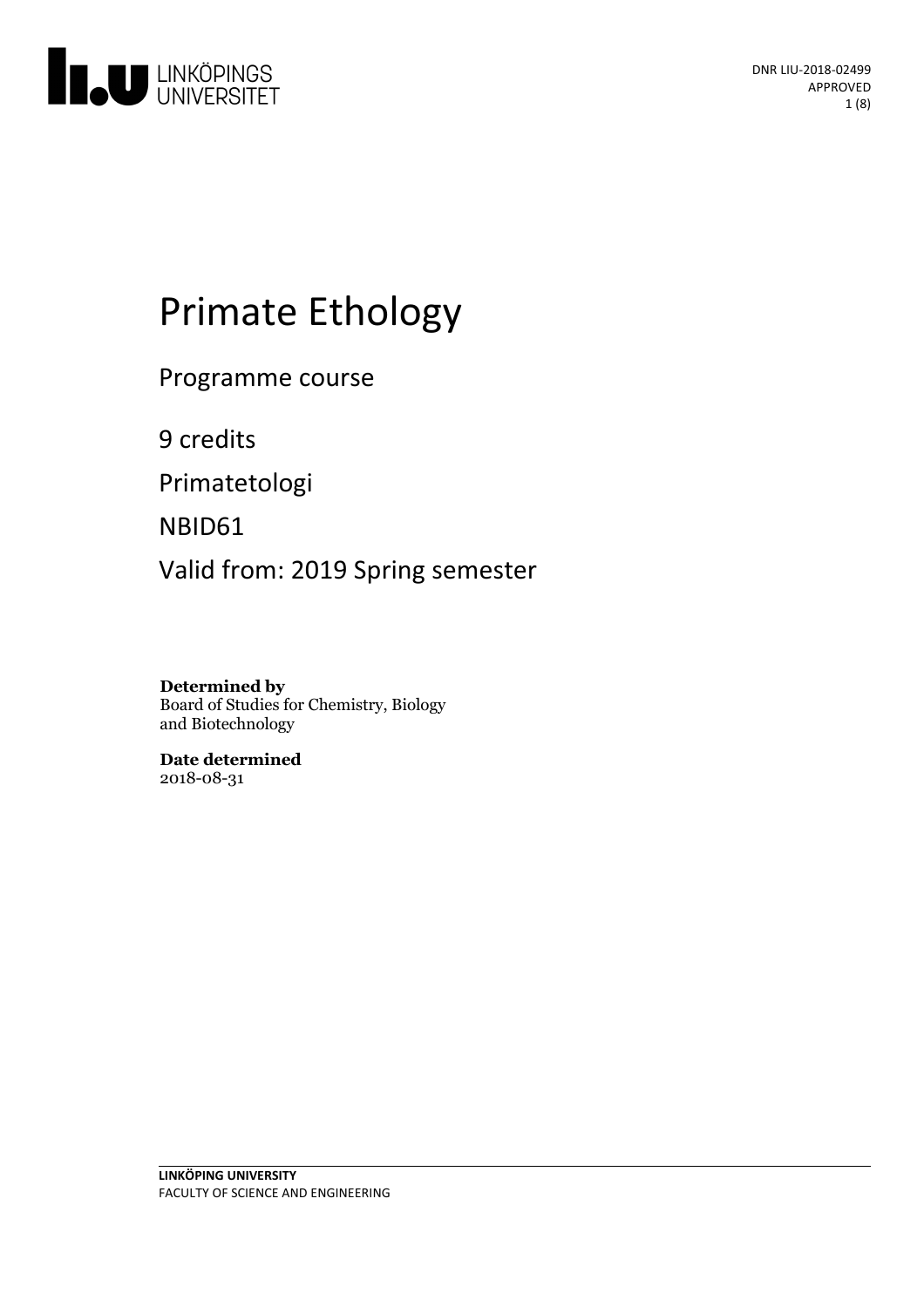DNR LIU-2018-02499
APPROVED

# Primate Ethology

Programme course

9 credits

Primatetologi

NBID61

Valid from: 2019 Spring semester

**Determined by**
Board of Studies for Chemistry, Biology and Biotechnology

**Date determined**
2018-08-31

**LINKÖPING UNIVERSITY**
FACULTY OF SCIENCE AND ENGINEERING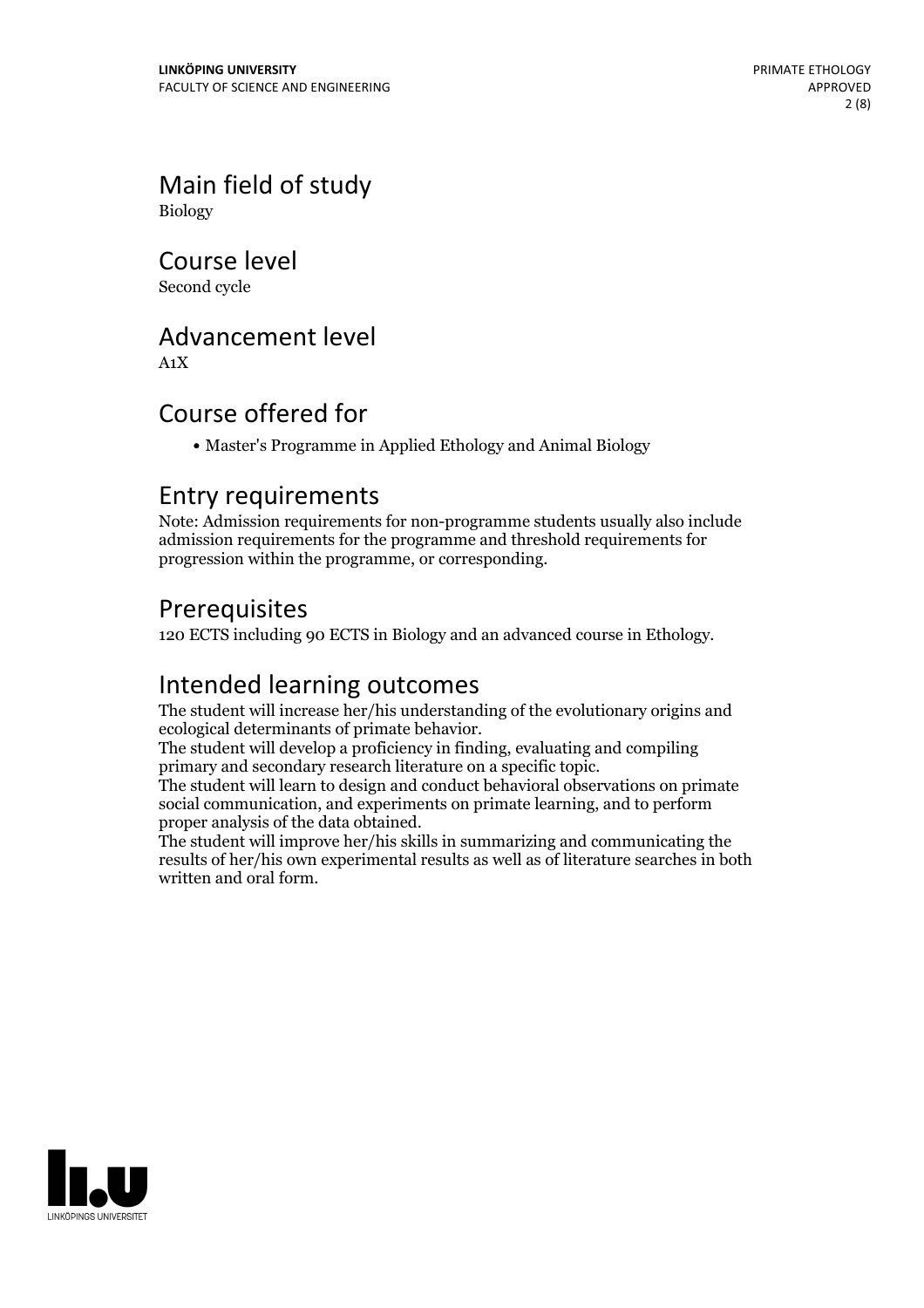## Main field of study

Biology

## Course level

Second cycle

## Advancement level

A1X

## Course offered for

- Master's Programme in Applied Ethology and Animal Biology

## Entry requirements

Note: Admission requirements for non-programme students usually also include admission requirements for the programme and threshold requirements for progression within the programme, or corresponding.

## Prerequisites

120 ECTS including 90 ECTS in Biology and an advanced course in Ethology.

## Intended learning outcomes

The student will increase her/his understanding of the evolutionary origins and ecological determinants of primate behavior.
The student will develop a proficiency in finding, evaluating and compiling primary and secondary research literature on a specific topic.
The student will learn to design and conduct behavioral observations on primate social communication, and experiments on primate learning, and to perform proper analysis of the data obtained.
The student will improve her/his skills in summarizing and communicating the results of her/his own experimental results as well as of literature searches in both written and oral form.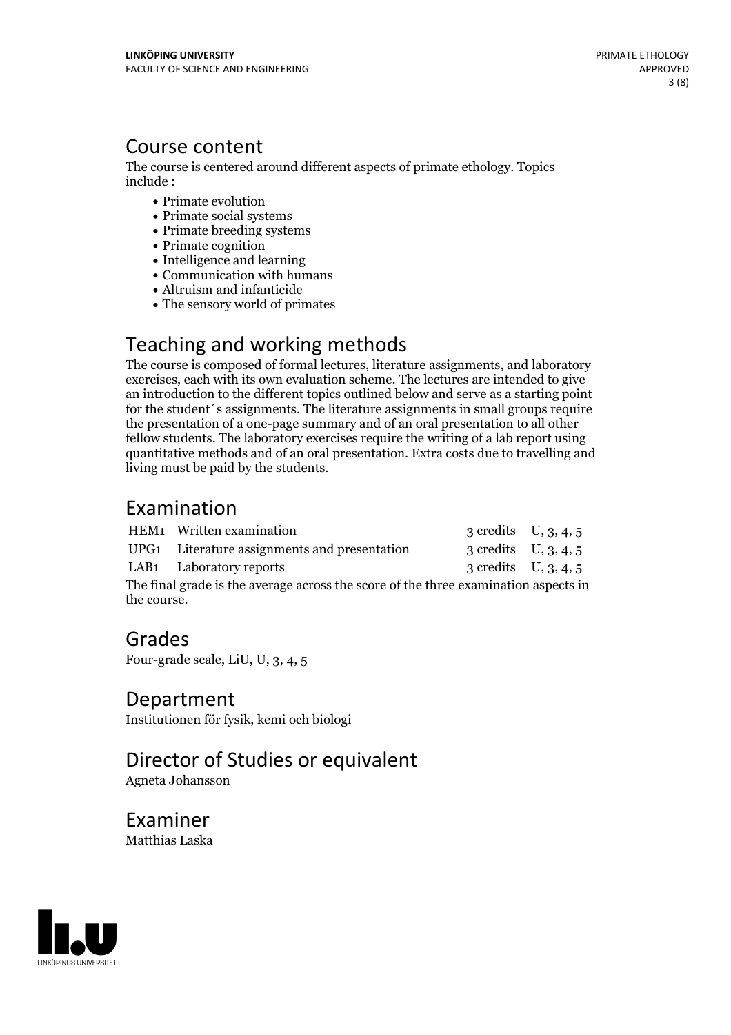## Course content

The course is centered around different aspects of primate ethology. Topics include :

- Primate evolution
- Primate social systems
- Primate breeding systems
- Primate cognition
- Intelligence and learning
- Communication with humans
- Altruism and infanticide
- The sensory world of primates

## Teaching and working methods

The course is composed of formal lectures, literature assignments, and laboratory exercises, each with its own evaluation scheme. The lectures are intended to give an introduction to the different topics outlined below and serve as a starting point for the student´s assignments. The literature assignments in small groups require the presentation of a one-page summary and of an oral presentation to all other fellow students. The laboratory exercises require the writing of a lab report using quantitative methods and of an oral presentation. Extra costs due to travelling and living must be paid by the students.

## Examination

| | | | |
|---|---|---|---|
| HEM1 | Written examination | 3 credits | U, 3, 4, 5 |
| UPG1 | Literature assignments and presentation | 3 credits | U, 3, 4, 5 |
| LAB1 | Laboratory reports | 3 credits | U, 3, 4, 5 |

The final grade is the average across the score of the three examination aspects in the course.

## Grades

Four-grade scale, LiU, U, 3, 4, 5

## Department

Institutionen för fysik, kemi och biologi

## Director of Studies or equivalent

Agneta Johansson

## Examiner

Matthias Laska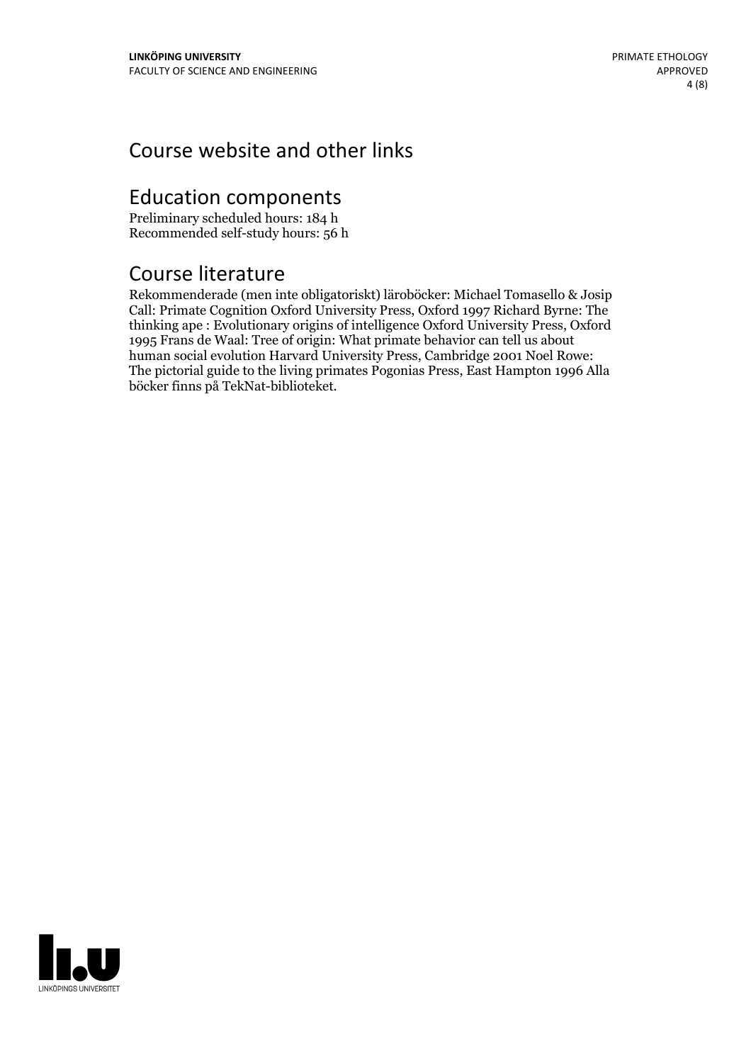# Course website and other links

# Education components

Preliminary scheduled hours: 184 h
Recommended self-study hours: 56 h

# Course literature

Rekommenderade (men inte obligatoriskt) läroböcker: Michael Tomasello & Josip Call: Primate Cognition Oxford University Press, Oxford 1997 Richard Byrne: The thinking ape : Evolutionary origins of intelligence Oxford University Press, Oxford 1995 Frans de Waal: Tree of origin: What primate behavior can tell us about human social evolution Harvard University Press, Cambridge 2001 Noel Rowe: The pictorial guide to the living primates Pogonias Press, East Hampton 1996 Alla böcker finns på TekNat-biblioteket.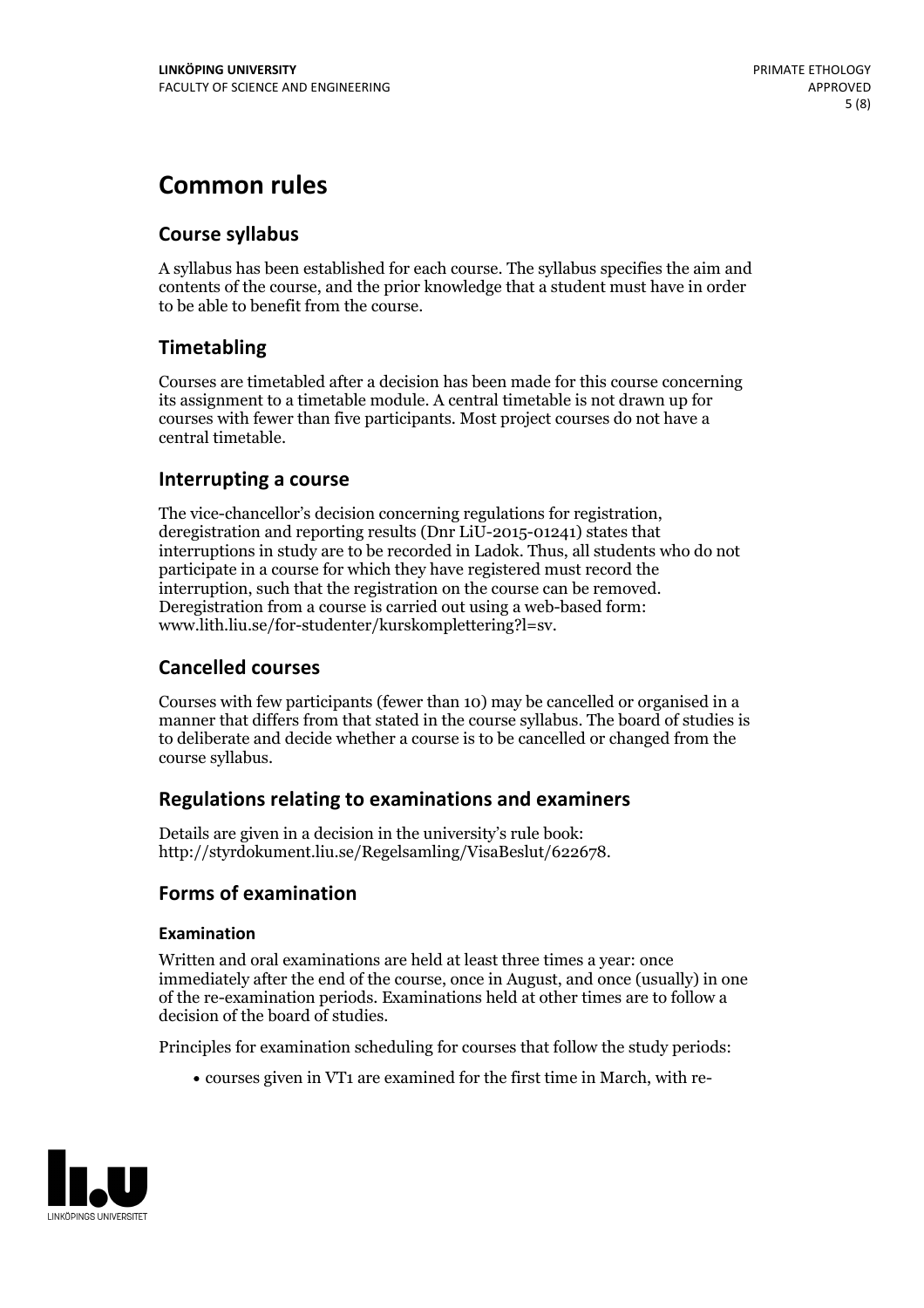# Common rules

## Course syllabus

A syllabus has been established for each course. The syllabus specifies the aim and contents of the course, and the prior knowledge that a student must have in order to be able to benefit from the course.

## Timetabling

Courses are timetabled after a decision has been made for this course concerning its assignment to a timetable module. A central timetable is not drawn up for courses with fewer than five participants. Most project courses do not have a central timetable.

## Interrupting a course

The vice-chancellor's decision concerning regulations for registration, deregistration and reporting results (Dnr LiU-2015-01241) states that interruptions in study are to be recorded in Ladok. Thus, all students who do not participate in a course for which they have registered must record the interruption, such that the registration on the course can be removed. Deregistration from a course is carried out using a web-based form: www.lith.liu.se/for-studenter/kurskomplettering?l=sv.

## Cancelled courses

Courses with few participants (fewer than 10) may be cancelled or organised in a manner that differs from that stated in the course syllabus. The board of studies is to deliberate and decide whether a course is to be cancelled or changed from the course syllabus.

## Regulations relating to examinations and examiners

Details are given in a decision in the university's rule book: http://styrdokument.liu.se/Regelsamling/VisaBeslut/622678.

## Forms of examination

### Examination

Written and oral examinations are held at least three times a year: once immediately after the end of the course, once in August, and once (usually) in one of the re-examination periods. Examinations held at other times are to follow a decision of the board of studies.

Principles for examination scheduling for courses that follow the study periods:

- courses given in VT1 are examined for the first time in March, with re-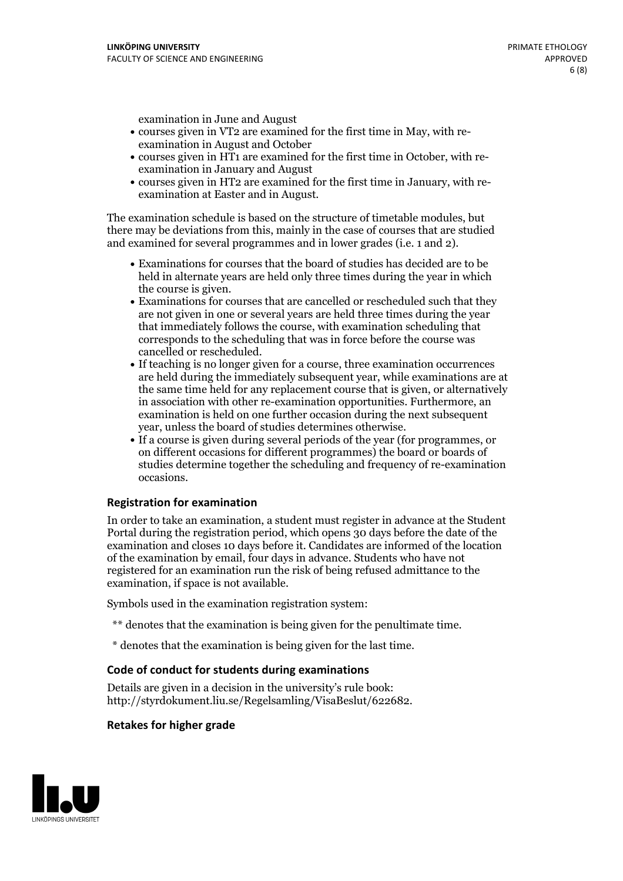examination in June and August

- courses given in VT2 are examined for the first time in May, with re-examination in August and October
- courses given in HT1 are examined for the first time in October, with re-examination in January and August
- courses given in HT2 are examined for the first time in January, with re-examination at Easter and in August.

The examination schedule is based on the structure of timetable modules, but there may be deviations from this, mainly in the case of courses that are studied and examined for several programmes and in lower grades (i.e. 1 and 2).

- Examinations for courses that the board of studies has decided are to be held in alternate years are held only three times during the year in which the course is given.
- Examinations for courses that are cancelled or rescheduled such that they are not given in one or several years are held three times during the year that immediately follows the course, with examination scheduling that corresponds to the scheduling that was in force before the course was cancelled or rescheduled.
- If teaching is no longer given for a course, three examination occurrences are held during the immediately subsequent year, while examinations are at the same time held for any replacement course that is given, or alternatively in association with other re-examination opportunities. Furthermore, an examination is held on one further occasion during the next subsequent year, unless the board of studies determines otherwise.
- If a course is given during several periods of the year (for programmes, or on different occasions for different programmes) the board or boards of studies determine together the scheduling and frequency of re-examination occasions.

### Registration for examination

In order to take an examination, a student must register in advance at the Student Portal during the registration period, which opens 30 days before the date of the examination and closes 10 days before it. Candidates are informed of the location of the examination by email, four days in advance. Students who have not registered for an examination run the risk of being refused admittance to the examination, if space is not available.

Symbols used in the examination registration system:

** denotes that the examination is being given for the penultimate time.

* denotes that the examination is being given for the last time.

### Code of conduct for students during examinations

Details are given in a decision in the university's rule book: http://styrdokument.liu.se/Regelsamling/VisaBeslut/622682.

### Retakes for higher grade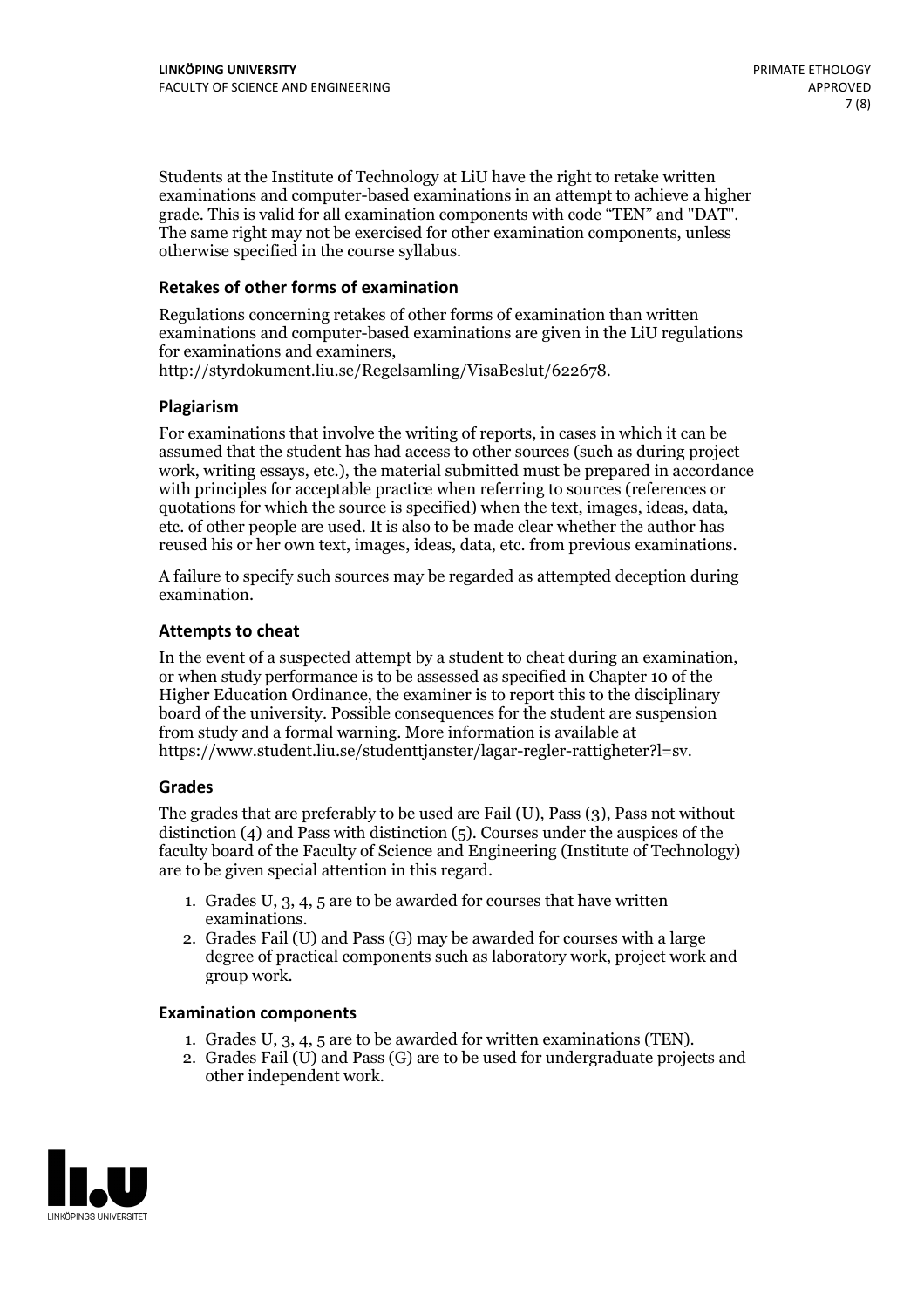Students at the Institute of Technology at LiU have the right to retake written examinations and computer-based examinations in an attempt to achieve a higher grade. This is valid for all examination components with code "TEN" and "DAT". The same right may not be exercised for other examination components, unless otherwise specified in the course syllabus.

### Retakes of other forms of examination

Regulations concerning retakes of other forms of examination than written examinations and computer-based examinations are given in the LiU regulations for examinations and examiners, http://styrdokument.liu.se/Regelsamling/VisaBeslut/622678.

### Plagiarism

For examinations that involve the writing of reports, in cases in which it can be assumed that the student has had access to other sources (such as during project work, writing essays, etc.), the material submitted must be prepared in accordance with principles for acceptable practice when referring to sources (references or quotations for which the source is specified) when the text, images, ideas, data, etc. of other people are used. It is also to be made clear whether the author has reused his or her own text, images, ideas, data, etc. from previous examinations.

A failure to specify such sources may be regarded as attempted deception during examination.

### Attempts to cheat

In the event of a suspected attempt by a student to cheat during an examination, or when study performance is to be assessed as specified in Chapter 10 of the Higher Education Ordinance, the examiner is to report this to the disciplinary board of the university. Possible consequences for the student are suspension from study and a formal warning. More information is available at https://www.student.liu.se/studenttjanster/lagar-regler-rattigheter?l=sv.

### Grades

The grades that are preferably to be used are Fail (U), Pass (3), Pass not without distinction (4) and Pass with distinction (5). Courses under the auspices of the faculty board of the Faculty of Science and Engineering (Institute of Technology) are to be given special attention in this regard.

1. Grades U, 3, 4, 5 are to be awarded for courses that have written examinations.
2. Grades Fail (U) and Pass (G) may be awarded for courses with a large degree of practical components such as laboratory work, project work and group work.

### Examination components

1. Grades U, 3, 4, 5 are to be awarded for written examinations (TEN).
2. Grades Fail (U) and Pass (G) are to be used for undergraduate projects and other independent work.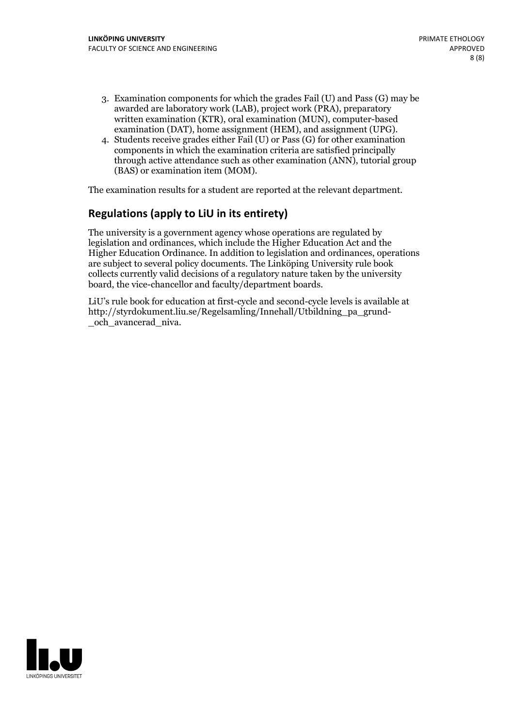3. Examination components for which the grades Fail (U) and Pass (G) may be awarded are laboratory work (LAB), project work (PRA), preparatory written examination (KTR), oral examination (MUN), computer-based examination (DAT), home assignment (HEM), and assignment (UPG).
4. Students receive grades either Fail (U) or Pass (G) for other examination components in which the examination criteria are satisfied principally through active attendance such as other examination (ANN), tutorial group (BAS) or examination item (MOM).

The examination results for a student are reported at the relevant department.

## Regulations (apply to LiU in its entirety)

The university is a government agency whose operations are regulated by legislation and ordinances, which include the Higher Education Act and the Higher Education Ordinance. In addition to legislation and ordinances, operations are subject to several policy documents. The Linköping University rule book collects currently valid decisions of a regulatory nature taken by the university board, the vice-chancellor and faculty/department boards.

LiU's rule book for education at first-cycle and second-cycle levels is available at http://styrdokument.liu.se/Regelsamling/Innehall/Utbildning_pa_grund-_och_avancerad_niva.